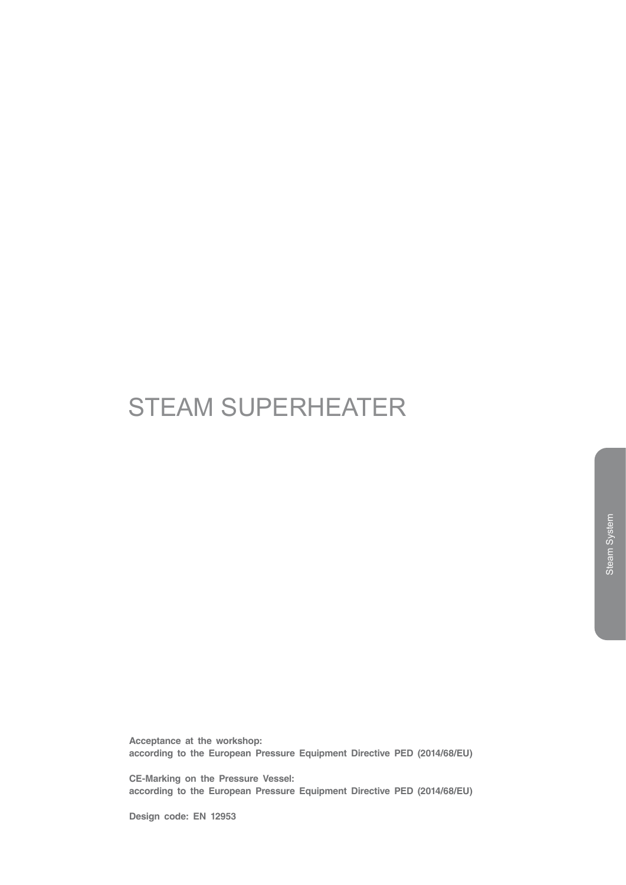# STEAM SUPERHEATER

**Acceptance at the workshop:**
**according to the European Pressure Equipment Directive PED (2014/68/EU)**

**CE-Marking on the Pressure Vessel:**
**according to the European Pressure Equipment Directive PED (2014/68/EU)**

**Design code: EN 12953**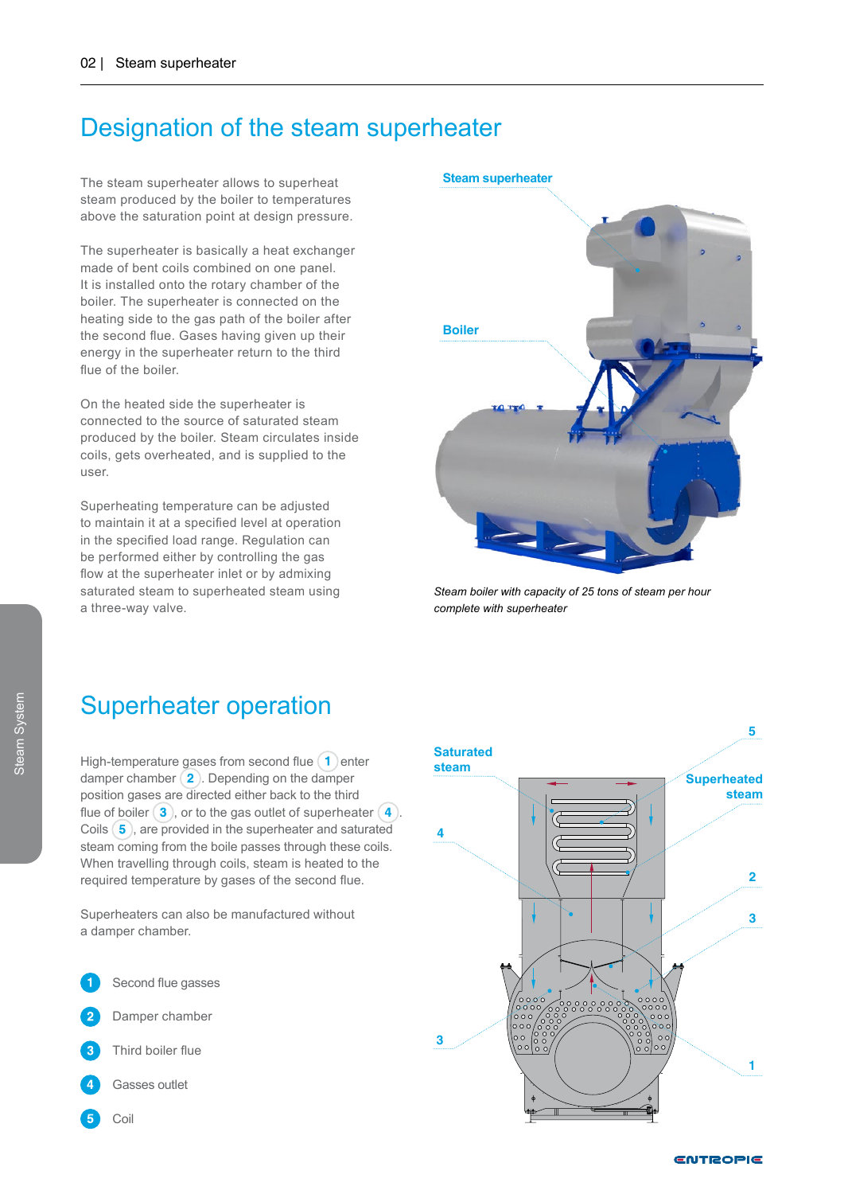# Designation of the steam superheater

The steam superheater allows to superheat steam produced by the boiler to temperatures above the saturation point at design pressure.

The superheater is basically a heat exchanger made of bent coils combined on one panel. It is installed onto the rotary chamber of the boiler. The superheater is connected on the heating side to the gas path of the boiler after the second flue. Gases having given up their energy in the superheater return to the third flue of the boiler.

On the heated side the superheater is connected to the source of saturated steam produced by the boiler. Steam circulates inside coils, gets overheated, and is supplied to the user.

Superheating temperature can be adjusted to maintain it at a specified level at operation in the specified load range. Regulation can be performed either by controlling the gas flow at the superheater inlet or by admixing saturated steam to superheated steam using a three-way valve.

Steam superheater

Boiler

*Steam boiler with capacity of 25 tons of steam per hour complete with superheater*

# Superheater operation

High-temperature gases from second flue (1) enter damper chamber (2). Depending on the damper position gases are directed either back to the third flue of boiler (3), or to the gas outlet of superheater (4). Coils (5), are provided in the superheater and saturated steam coming from the boile passes through these coils. When travelling through coils, steam is heated to the required temperature by gases of the second flue.

Superheaters can also be manufactured without a damper chamber.

1. Second flue gasses
2. Damper chamber
3. Third boiler flue
4. Gasses outlet
5. Coil

Saturated steam

Superheated steam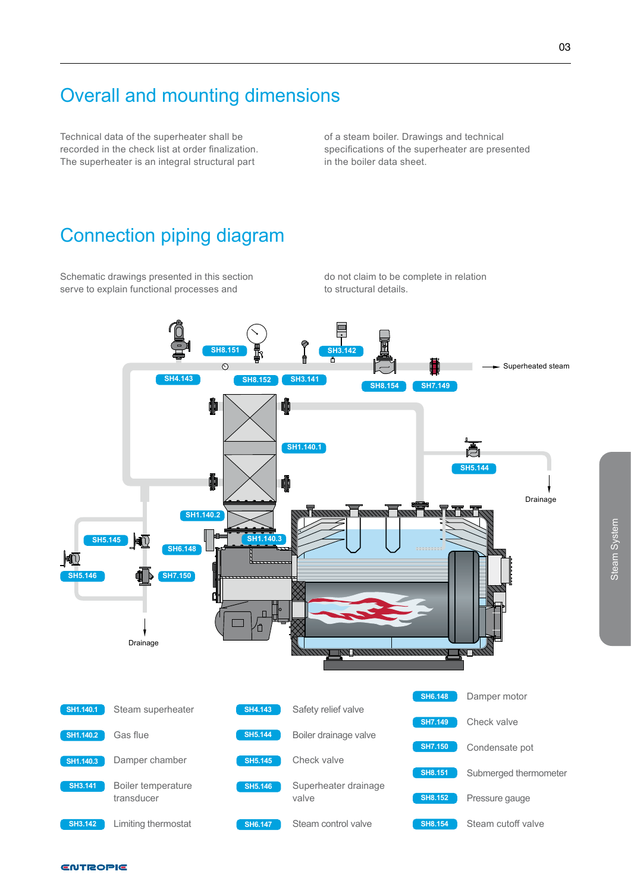# Overall and mounting dimensions

Technical data of the superheater shall be recorded in the check list at order finalization. The superheater is an integral structural part of a steam boiler. Drawings and technical specifications of the superheater are presented in the boiler data sheet.

# Connection piping diagram

Schematic drawings presented in this section serve to explain functional processes and do not claim to be complete in relation to structural details.

| Code | Description |
| --- | --- |
| SH1.140.1 | Steam superheater |
| SH1.140.2 | Gas flue |
| SH1.140.3 | Damper chamber |
| SH3.141 | Boiler temperature transducer |
| SH3.142 | Limiting thermostat |
| SH4.143 | Safety relief valve |
| SH5.144 | Boiler drainage valve |
| SH5.145 | Check valve |
| SH5.146 | Superheater drainage valve |
| SH6.147 | Steam control valve |
| SH6.148 | Damper motor |
| SH7.149 | Check valve |
| SH7.150 | Condensate pot |
| SH8.151 | Submerged thermometer |
| SH8.152 | Pressure gauge |
| SH8.154 | Steam cutoff valve |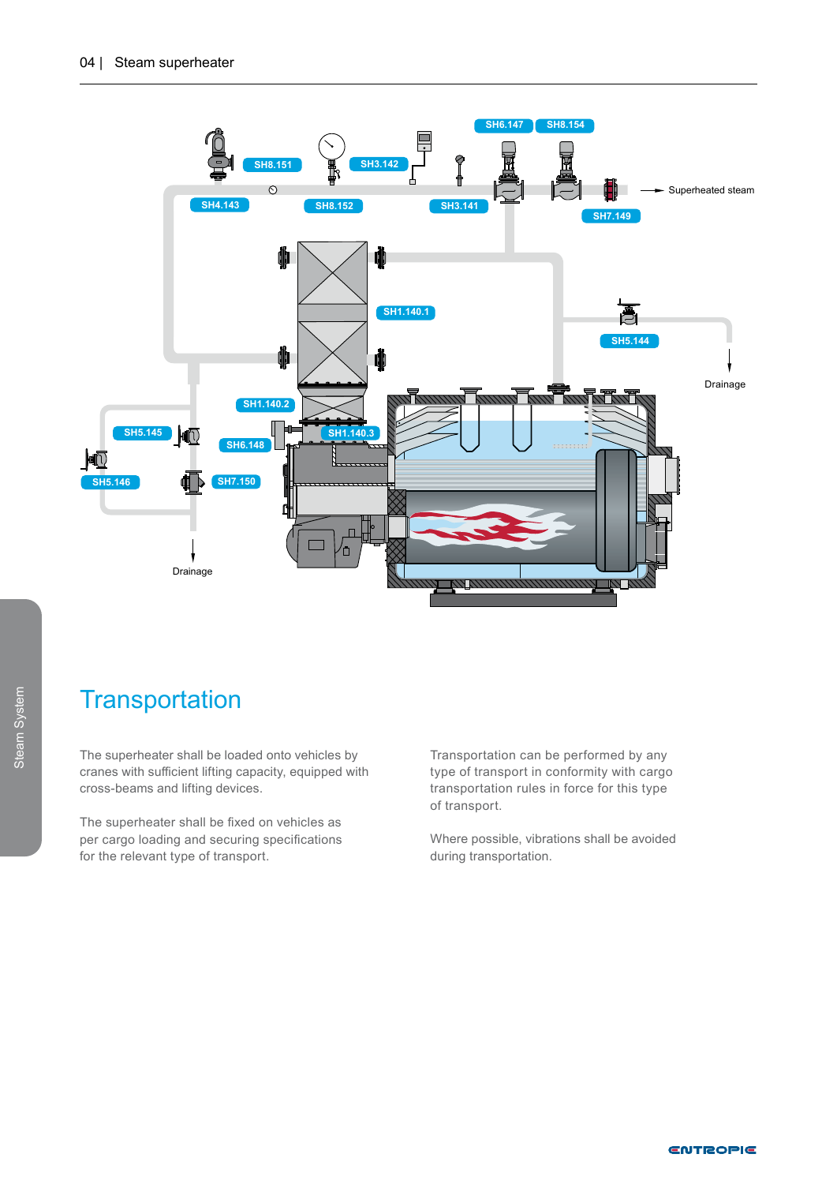SH8.151
SH3.142
SH6.147
SH8.154
SH4.143
SH8.152
SH3.141
SH7.149
Superheated steam
SH1.140.1
SH5.144
Drainage
SH1.140.2
SH5.145
SH6.148
SH1.140.3
SH5.146
SH7.150
Drainage

# Transportation

The superheater shall be loaded onto vehicles by cranes with sufficient lifting capacity, equipped with cross-beams and lifting devices.

The superheater shall be fixed on vehicles as per cargo loading and securing specifications for the relevant type of transport.

Transportation can be performed by any type of transport in conformity with cargo transportation rules in force for this type of transport.

Where possible, vibrations shall be avoided during transportation.